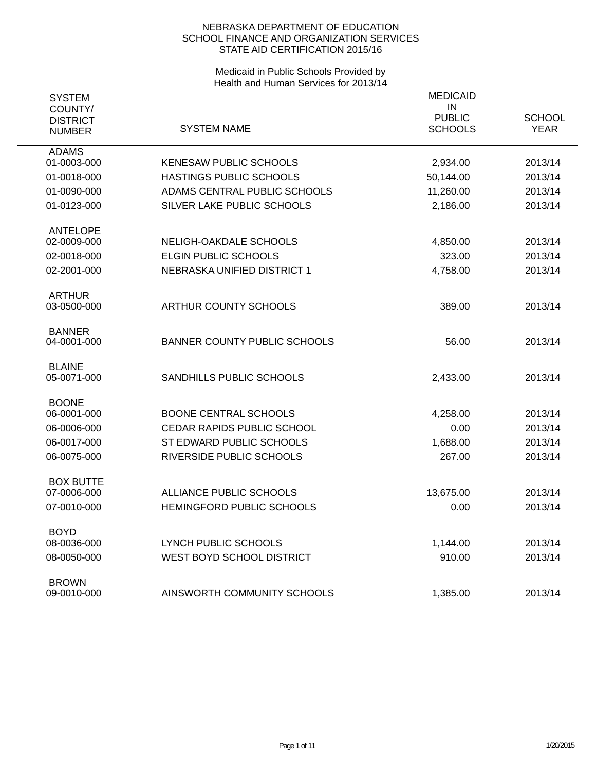# NEBRASKA DEPARTMENT OF EDUCATION
## SCHOOL FINANCE AND ORGANIZATION SERVICES
## STATE AID CERTIFICATION 2015/16

### Medicaid in Public Schools Provided by Health and Human Services for 2013/14

| SYSTEM COUNTY/ DISTRICT NUMBER | SYSTEM NAME | MEDICAID IN PUBLIC SCHOOLS | SCHOOL YEAR |
|---|---|---|---|
| ADAMS | | | |
| 01-0003-000 | KENESAW PUBLIC SCHOOLS | 2,934.00 | 2013/14 |
| 01-0018-000 | HASTINGS PUBLIC SCHOOLS | 50,144.00 | 2013/14 |
| 01-0090-000 | ADAMS CENTRAL PUBLIC SCHOOLS | 11,260.00 | 2013/14 |
| 01-0123-000 | SILVER LAKE PUBLIC SCHOOLS | 2,186.00 | 2013/14 |
| ANTELOPE | | | |
| 02-0009-000 | NELIGH-OAKDALE SCHOOLS | 4,850.00 | 2013/14 |
| 02-0018-000 | ELGIN PUBLIC SCHOOLS | 323.00 | 2013/14 |
| 02-2001-000 | NEBRASKA UNIFIED DISTRICT 1 | 4,758.00 | 2013/14 |
| ARTHUR | | | |
| 03-0500-000 | ARTHUR COUNTY SCHOOLS | 389.00 | 2013/14 |
| BANNER | | | |
| 04-0001-000 | BANNER COUNTY PUBLIC SCHOOLS | 56.00 | 2013/14 |
| BLAINE | | | |
| 05-0071-000 | SANDHILLS PUBLIC SCHOOLS | 2,433.00 | 2013/14 |
| BOONE | | | |
| 06-0001-000 | BOONE CENTRAL SCHOOLS | 4,258.00 | 2013/14 |
| 06-0006-000 | CEDAR RAPIDS PUBLIC SCHOOL | 0.00 | 2013/14 |
| 06-0017-000 | ST EDWARD PUBLIC SCHOOLS | 1,688.00 | 2013/14 |
| 06-0075-000 | RIVERSIDE PUBLIC SCHOOLS | 267.00 | 2013/14 |
| BOX BUTTE | | | |
| 07-0006-000 | ALLIANCE PUBLIC SCHOOLS | 13,675.00 | 2013/14 |
| 07-0010-000 | HEMINGFORD PUBLIC SCHOOLS | 0.00 | 2013/14 |
| BOYD | | | |
| 08-0036-000 | LYNCH PUBLIC SCHOOLS | 1,144.00 | 2013/14 |
| 08-0050-000 | WEST BOYD SCHOOL DISTRICT | 910.00 | 2013/14 |
| BROWN | | | |
| 09-0010-000 | AINSWORTH COMMUNITY SCHOOLS | 1,385.00 | 2013/14 |

1/20/2015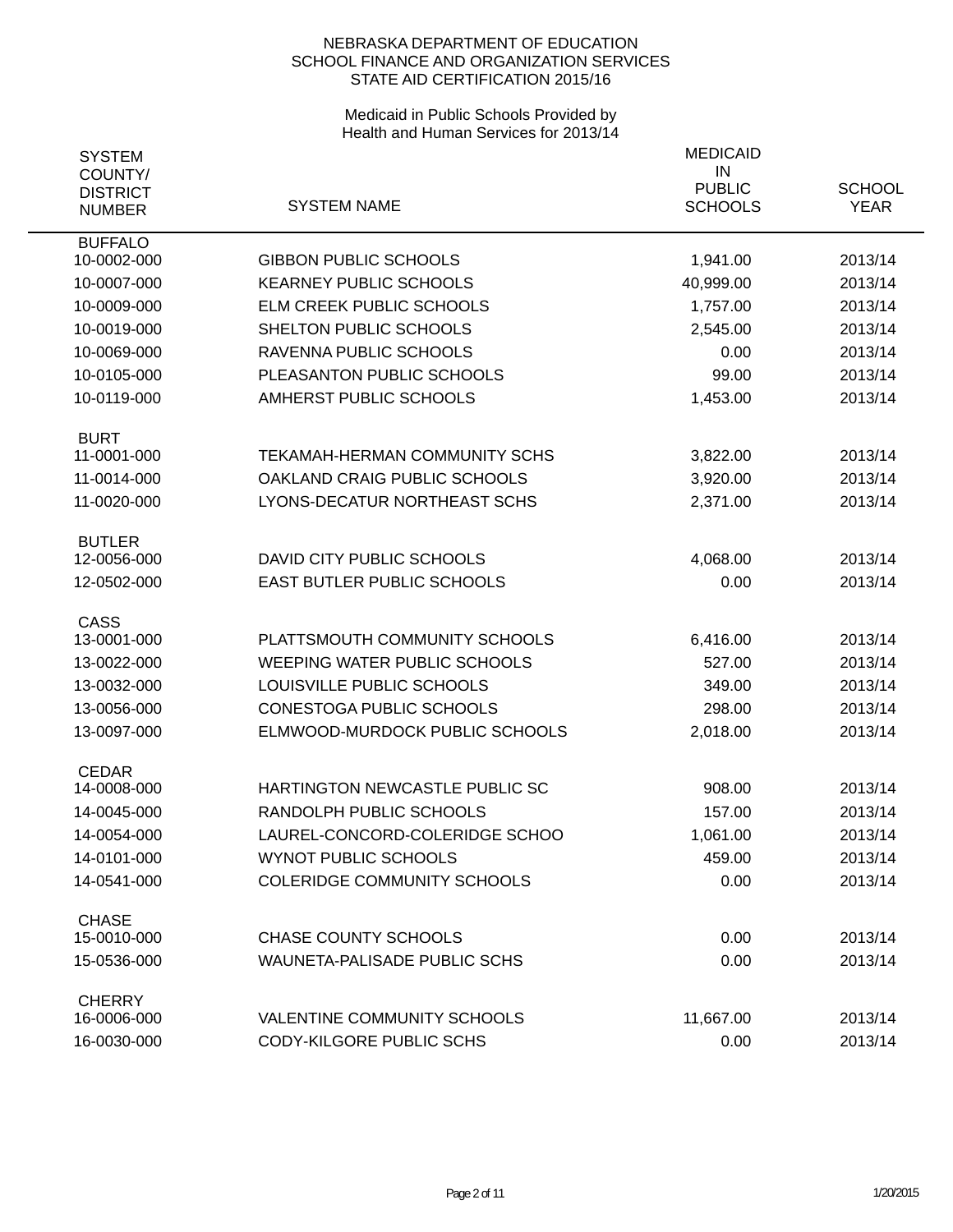NEBRASKA DEPARTMENT OF EDUCATION
SCHOOL FINANCE AND ORGANIZATION SERVICES
STATE AID CERTIFICATION 2015/16

Medicaid in Public Schools Provided by
Health and Human Services for 2013/14

| SYSTEM COUNTY/ DISTRICT NUMBER | SYSTEM NAME | MEDICAID IN PUBLIC SCHOOLS | SCHOOL YEAR |
|---|---|---|---|
| BUFFALO | | | |
| 10-0002-000 | GIBBON PUBLIC SCHOOLS | 1,941.00 | 2013/14 |
| 10-0007-000 | KEARNEY PUBLIC SCHOOLS | 40,999.00 | 2013/14 |
| 10-0009-000 | ELM CREEK PUBLIC SCHOOLS | 1,757.00 | 2013/14 |
| 10-0019-000 | SHELTON PUBLIC SCHOOLS | 2,545.00 | 2013/14 |
| 10-0069-000 | RAVENNA PUBLIC SCHOOLS | 0.00 | 2013/14 |
| 10-0105-000 | PLEASANTON PUBLIC SCHOOLS | 99.00 | 2013/14 |
| 10-0119-000 | AMHERST PUBLIC SCHOOLS | 1,453.00 | 2013/14 |
| BURT | | | |
| 11-0001-000 | TEKAMAH-HERMAN COMMUNITY SCHS | 3,822.00 | 2013/14 |
| 11-0014-000 | OAKLAND CRAIG PUBLIC SCHOOLS | 3,920.00 | 2013/14 |
| 11-0020-000 | LYONS-DECATUR NORTHEAST SCHS | 2,371.00 | 2013/14 |
| BUTLER | | | |
| 12-0056-000 | DAVID CITY PUBLIC SCHOOLS | 4,068.00 | 2013/14 |
| 12-0502-000 | EAST BUTLER PUBLIC SCHOOLS | 0.00 | 2013/14 |
| CASS | | | |
| 13-0001-000 | PLATTSMOUTH COMMUNITY SCHOOLS | 6,416.00 | 2013/14 |
| 13-0022-000 | WEEPING WATER PUBLIC SCHOOLS | 527.00 | 2013/14 |
| 13-0032-000 | LOUISVILLE PUBLIC SCHOOLS | 349.00 | 2013/14 |
| 13-0056-000 | CONESTOGA PUBLIC SCHOOLS | 298.00 | 2013/14 |
| 13-0097-000 | ELMWOOD-MURDOCK PUBLIC SCHOOLS | 2,018.00 | 2013/14 |
| CEDAR | | | |
| 14-0008-000 | HARTINGTON NEWCASTLE PUBLIC SC | 908.00 | 2013/14 |
| 14-0045-000 | RANDOLPH PUBLIC SCHOOLS | 157.00 | 2013/14 |
| 14-0054-000 | LAUREL-CONCORD-COLERIDGE SCHOO | 1,061.00 | 2013/14 |
| 14-0101-000 | WYNOT PUBLIC SCHOOLS | 459.00 | 2013/14 |
| 14-0541-000 | COLERIDGE COMMUNITY SCHOOLS | 0.00 | 2013/14 |
| CHASE | | | |
| 15-0010-000 | CHASE COUNTY SCHOOLS | 0.00 | 2013/14 |
| 15-0536-000 | WAUNETA-PALISADE PUBLIC SCHS | 0.00 | 2013/14 |
| CHERRY | | | |
| 16-0006-000 | VALENTINE COMMUNITY SCHOOLS | 11,667.00 | 2013/14 |
| 16-0030-000 | CODY-KILGORE PUBLIC SCHS | 0.00 | 2013/14 |

1/20/2015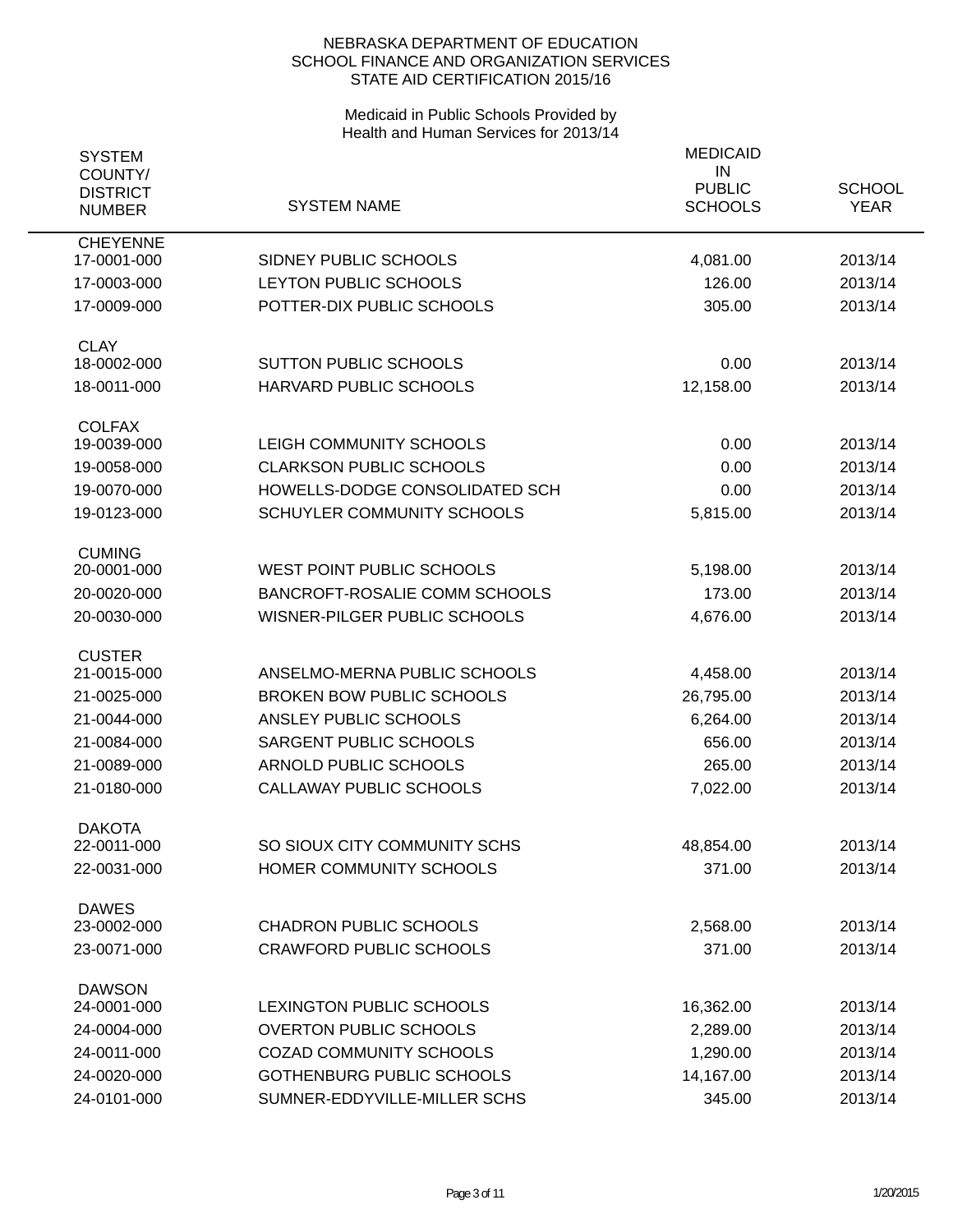NEBRASKA DEPARTMENT OF EDUCATION
SCHOOL FINANCE AND ORGANIZATION SERVICES
STATE AID CERTIFICATION 2015/16

Medicaid in Public Schools Provided by
Health and Human Services for 2013/14

| SYSTEM COUNTY/ DISTRICT NUMBER | SYSTEM NAME | MEDICAID IN PUBLIC SCHOOLS | SCHOOL YEAR |
|---|---|---|---|
| CHEYENNE | | | |
| 17-0001-000 | SIDNEY PUBLIC SCHOOLS | 4,081.00 | 2013/14 |
| 17-0003-000 | LEYTON PUBLIC SCHOOLS | 126.00 | 2013/14 |
| 17-0009-000 | POTTER-DIX PUBLIC SCHOOLS | 305.00 | 2013/14 |
| CLAY | | | |
| 18-0002-000 | SUTTON PUBLIC SCHOOLS | 0.00 | 2013/14 |
| 18-0011-000 | HARVARD PUBLIC SCHOOLS | 12,158.00 | 2013/14 |
| COLFAX | | | |
| 19-0039-000 | LEIGH COMMUNITY SCHOOLS | 0.00 | 2013/14 |
| 19-0058-000 | CLARKSON PUBLIC SCHOOLS | 0.00 | 2013/14 |
| 19-0070-000 | HOWELLS-DODGE CONSOLIDATED SCH | 0.00 | 2013/14 |
| 19-0123-000 | SCHUYLER COMMUNITY SCHOOLS | 5,815.00 | 2013/14 |
| CUMING | | | |
| 20-0001-000 | WEST POINT PUBLIC SCHOOLS | 5,198.00 | 2013/14 |
| 20-0020-000 | BANCROFT-ROSALIE COMM SCHOOLS | 173.00 | 2013/14 |
| 20-0030-000 | WISNER-PILGER PUBLIC SCHOOLS | 4,676.00 | 2013/14 |
| CUSTER | | | |
| 21-0015-000 | ANSELMO-MERNA PUBLIC SCHOOLS | 4,458.00 | 2013/14 |
| 21-0025-000 | BROKEN BOW PUBLIC SCHOOLS | 26,795.00 | 2013/14 |
| 21-0044-000 | ANSLEY PUBLIC SCHOOLS | 6,264.00 | 2013/14 |
| 21-0084-000 | SARGENT PUBLIC SCHOOLS | 656.00 | 2013/14 |
| 21-0089-000 | ARNOLD PUBLIC SCHOOLS | 265.00 | 2013/14 |
| 21-0180-000 | CALLAWAY PUBLIC SCHOOLS | 7,022.00 | 2013/14 |
| DAKOTA | | | |
| 22-0011-000 | SO SIOUX CITY COMMUNITY SCHS | 48,854.00 | 2013/14 |
| 22-0031-000 | HOMER COMMUNITY SCHOOLS | 371.00 | 2013/14 |
| DAWES | | | |
| 23-0002-000 | CHADRON PUBLIC SCHOOLS | 2,568.00 | 2013/14 |
| 23-0071-000 | CRAWFORD PUBLIC SCHOOLS | 371.00 | 2013/14 |
| DAWSON | | | |
| 24-0001-000 | LEXINGTON PUBLIC SCHOOLS | 16,362.00 | 2013/14 |
| 24-0004-000 | OVERTON PUBLIC SCHOOLS | 2,289.00 | 2013/14 |
| 24-0011-000 | COZAD COMMUNITY SCHOOLS | 1,290.00 | 2013/14 |
| 24-0020-000 | GOTHENBURG PUBLIC SCHOOLS | 14,167.00 | 2013/14 |
| 24-0101-000 | SUMNER-EDDYVILLE-MILLER SCHS | 345.00 | 2013/14 |

1/20/2015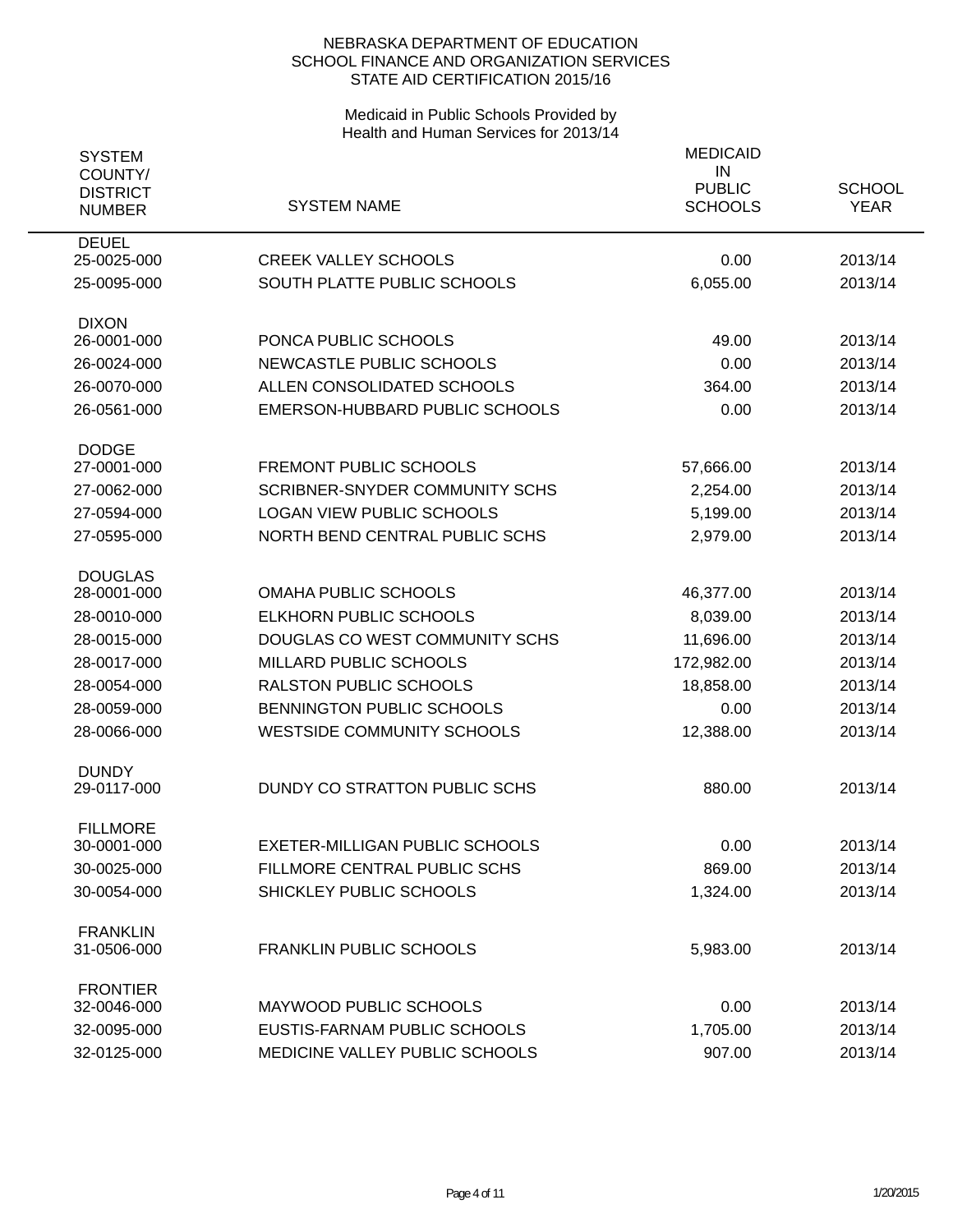NEBRASKA DEPARTMENT OF EDUCATION
SCHOOL FINANCE AND ORGANIZATION SERVICES
STATE AID CERTIFICATION 2015/16

Medicaid in Public Schools Provided by
Health and Human Services for 2013/14

| SYSTEM COUNTY/ DISTRICT NUMBER | SYSTEM NAME | MEDICAID IN PUBLIC SCHOOLS | SCHOOL YEAR |
|---|---|---|---|
| DEUEL | | | |
| 25-0025-000 | CREEK VALLEY SCHOOLS | 0.00 | 2013/14 |
| 25-0095-000 | SOUTH PLATTE PUBLIC SCHOOLS | 6,055.00 | 2013/14 |
| DIXON | | | |
| 26-0001-000 | PONCA PUBLIC SCHOOLS | 49.00 | 2013/14 |
| 26-0024-000 | NEWCASTLE PUBLIC SCHOOLS | 0.00 | 2013/14 |
| 26-0070-000 | ALLEN CONSOLIDATED SCHOOLS | 364.00 | 2013/14 |
| 26-0561-000 | EMERSON-HUBBARD PUBLIC SCHOOLS | 0.00 | 2013/14 |
| DODGE | | | |
| 27-0001-000 | FREMONT PUBLIC SCHOOLS | 57,666.00 | 2013/14 |
| 27-0062-000 | SCRIBNER-SNYDER COMMUNITY SCHS | 2,254.00 | 2013/14 |
| 27-0594-000 | LOGAN VIEW PUBLIC SCHOOLS | 5,199.00 | 2013/14 |
| 27-0595-000 | NORTH BEND CENTRAL PUBLIC SCHS | 2,979.00 | 2013/14 |
| DOUGLAS | | | |
| 28-0001-000 | OMAHA PUBLIC SCHOOLS | 46,377.00 | 2013/14 |
| 28-0010-000 | ELKHORN PUBLIC SCHOOLS | 8,039.00 | 2013/14 |
| 28-0015-000 | DOUGLAS CO WEST COMMUNITY SCHS | 11,696.00 | 2013/14 |
| 28-0017-000 | MILLARD PUBLIC SCHOOLS | 172,982.00 | 2013/14 |
| 28-0054-000 | RALSTON PUBLIC SCHOOLS | 18,858.00 | 2013/14 |
| 28-0059-000 | BENNINGTON PUBLIC SCHOOLS | 0.00 | 2013/14 |
| 28-0066-000 | WESTSIDE COMMUNITY SCHOOLS | 12,388.00 | 2013/14 |
| DUNDY | | | |
| 29-0117-000 | DUNDY CO STRATTON PUBLIC SCHS | 880.00 | 2013/14 |
| FILLMORE | | | |
| 30-0001-000 | EXETER-MILLIGAN PUBLIC SCHOOLS | 0.00 | 2013/14 |
| 30-0025-000 | FILLMORE CENTRAL PUBLIC SCHS | 869.00 | 2013/14 |
| 30-0054-000 | SHICKLEY PUBLIC SCHOOLS | 1,324.00 | 2013/14 |
| FRANKLIN | | | |
| 31-0506-000 | FRANKLIN PUBLIC SCHOOLS | 5,983.00 | 2013/14 |
| FRONTIER | | | |
| 32-0046-000 | MAYWOOD PUBLIC SCHOOLS | 0.00 | 2013/14 |
| 32-0095-000 | EUSTIS-FARNAM PUBLIC SCHOOLS | 1,705.00 | 2013/14 |
| 32-0125-000 | MEDICINE VALLEY PUBLIC SCHOOLS | 907.00 | 2013/14 |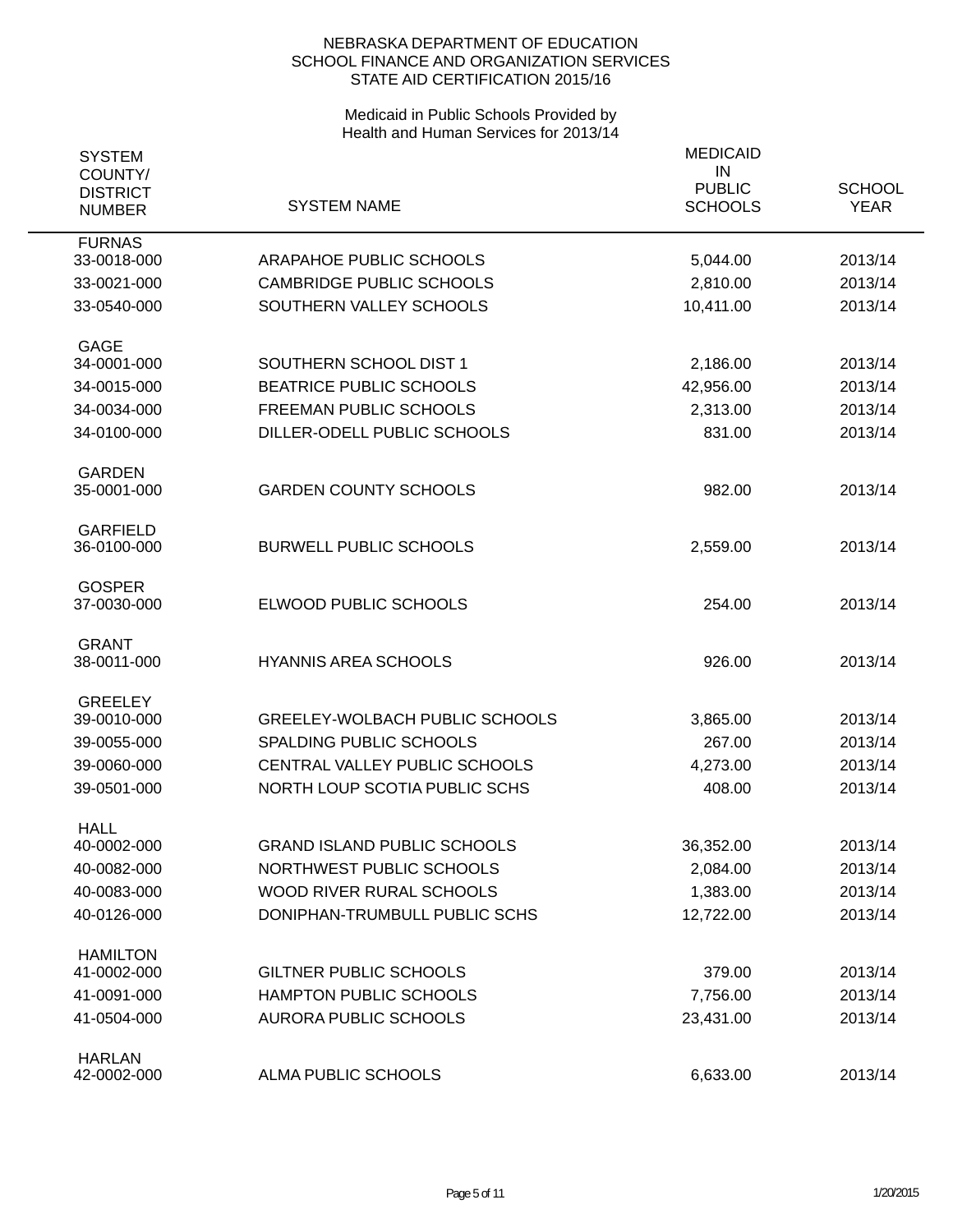NEBRASKA DEPARTMENT OF EDUCATION
SCHOOL FINANCE AND ORGANIZATION SERVICES
STATE AID CERTIFICATION 2015/16

Medicaid in Public Schools Provided by
Health and Human Services for 2013/14

| SYSTEM COUNTY/ DISTRICT NUMBER | SYSTEM NAME | MEDICAID IN PUBLIC SCHOOLS | SCHOOL YEAR |
|---|---|---|---|
| FURNAS | | | |
| 33-0018-000 | ARAPAHOE PUBLIC SCHOOLS | 5,044.00 | 2013/14 |
| 33-0021-000 | CAMBRIDGE PUBLIC SCHOOLS | 2,810.00 | 2013/14 |
| 33-0540-000 | SOUTHERN VALLEY SCHOOLS | 10,411.00 | 2013/14 |
| GAGE | | | |
| 34-0001-000 | SOUTHERN SCHOOL DIST 1 | 2,186.00 | 2013/14 |
| 34-0015-000 | BEATRICE PUBLIC SCHOOLS | 42,956.00 | 2013/14 |
| 34-0034-000 | FREEMAN PUBLIC SCHOOLS | 2,313.00 | 2013/14 |
| 34-0100-000 | DILLER-ODELL PUBLIC SCHOOLS | 831.00 | 2013/14 |
| GARDEN | | | |
| 35-0001-000 | GARDEN COUNTY SCHOOLS | 982.00 | 2013/14 |
| GARFIELD | | | |
| 36-0100-000 | BURWELL PUBLIC SCHOOLS | 2,559.00 | 2013/14 |
| GOSPER | | | |
| 37-0030-000 | ELWOOD PUBLIC SCHOOLS | 254.00 | 2013/14 |
| GRANT | | | |
| 38-0011-000 | HYANNIS AREA SCHOOLS | 926.00 | 2013/14 |
| GREELEY | | | |
| 39-0010-000 | GREELEY-WOLBACH PUBLIC SCHOOLS | 3,865.00 | 2013/14 |
| 39-0055-000 | SPALDING PUBLIC SCHOOLS | 267.00 | 2013/14 |
| 39-0060-000 | CENTRAL VALLEY PUBLIC SCHOOLS | 4,273.00 | 2013/14 |
| 39-0501-000 | NORTH LOUP SCOTIA PUBLIC SCHS | 408.00 | 2013/14 |
| HALL | | | |
| 40-0002-000 | GRAND ISLAND PUBLIC SCHOOLS | 36,352.00 | 2013/14 |
| 40-0082-000 | NORTHWEST PUBLIC SCHOOLS | 2,084.00 | 2013/14 |
| 40-0083-000 | WOOD RIVER RURAL SCHOOLS | 1,383.00 | 2013/14 |
| 40-0126-000 | DONIPHAN-TRUMBULL PUBLIC SCHS | 12,722.00 | 2013/14 |
| HAMILTON | | | |
| 41-0002-000 | GILTNER PUBLIC SCHOOLS | 379.00 | 2013/14 |
| 41-0091-000 | HAMPTON PUBLIC SCHOOLS | 7,756.00 | 2013/14 |
| 41-0504-000 | AURORA PUBLIC SCHOOLS | 23,431.00 | 2013/14 |
| HARLAN | | | |
| 42-0002-000 | ALMA PUBLIC SCHOOLS | 6,633.00 | 2013/14 |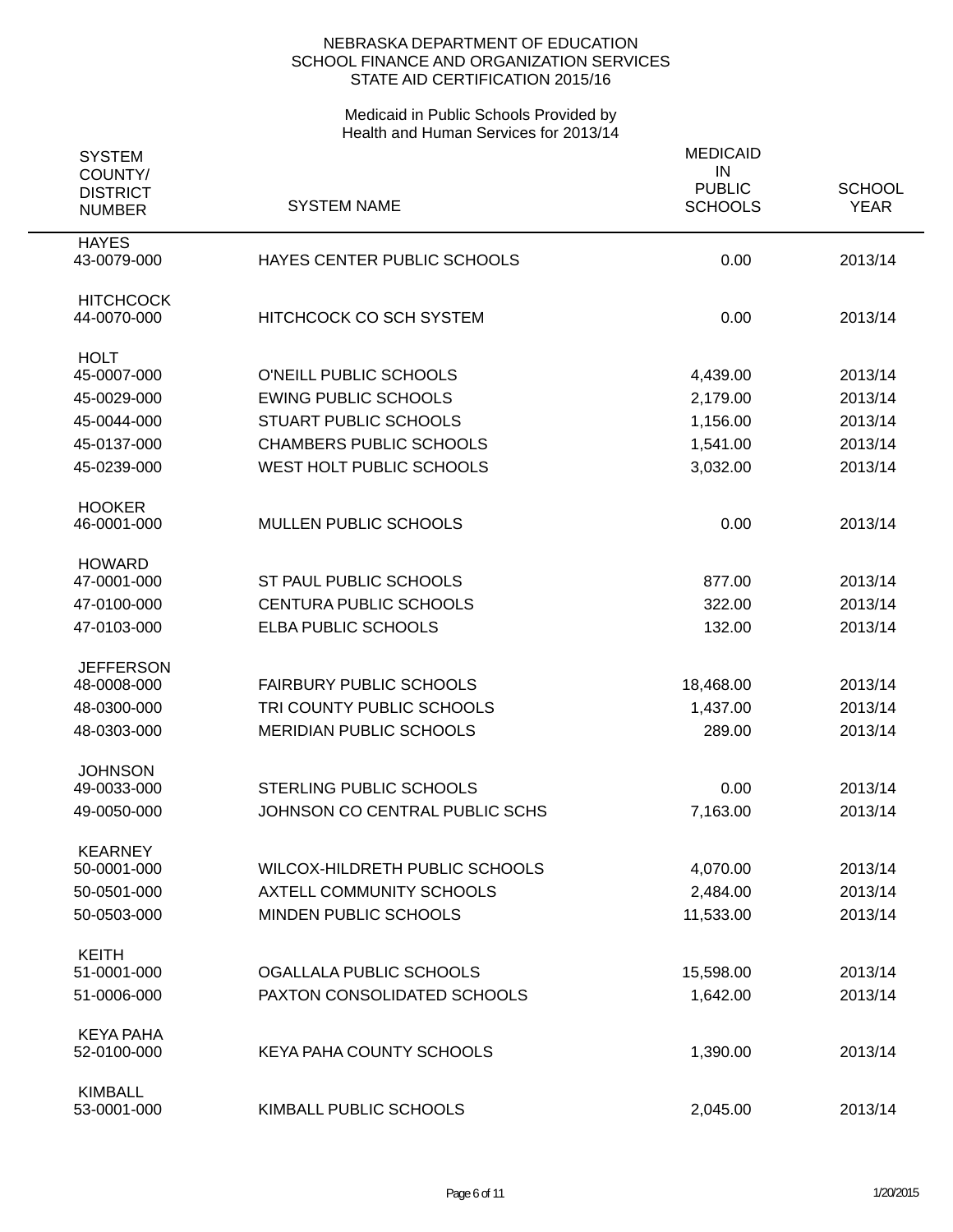NEBRASKA DEPARTMENT OF EDUCATION
SCHOOL FINANCE AND ORGANIZATION SERVICES
STATE AID CERTIFICATION 2015/16

Medicaid in Public Schools Provided by
Health and Human Services for 2013/14

| SYSTEM COUNTY/ DISTRICT NUMBER | SYSTEM NAME | MEDICAID IN PUBLIC SCHOOLS | SCHOOL YEAR |
|---|---|---|---|
| HAYES | | | |
| 43-0079-000 | HAYES CENTER PUBLIC SCHOOLS | 0.00 | 2013/14 |
| HITCHCOCK | | | |
| 44-0070-000 | HITCHCOCK CO SCH SYSTEM | 0.00 | 2013/14 |
| HOLT | | | |
| 45-0007-000 | O'NEILL PUBLIC SCHOOLS | 4,439.00 | 2013/14 |
| 45-0029-000 | EWING PUBLIC SCHOOLS | 2,179.00 | 2013/14 |
| 45-0044-000 | STUART PUBLIC SCHOOLS | 1,156.00 | 2013/14 |
| 45-0137-000 | CHAMBERS PUBLIC SCHOOLS | 1,541.00 | 2013/14 |
| 45-0239-000 | WEST HOLT PUBLIC SCHOOLS | 3,032.00 | 2013/14 |
| HOOKER | | | |
| 46-0001-000 | MULLEN PUBLIC SCHOOLS | 0.00 | 2013/14 |
| HOWARD | | | |
| 47-0001-000 | ST PAUL PUBLIC SCHOOLS | 877.00 | 2013/14 |
| 47-0100-000 | CENTURA PUBLIC SCHOOLS | 322.00 | 2013/14 |
| 47-0103-000 | ELBA PUBLIC SCHOOLS | 132.00 | 2013/14 |
| JEFFERSON | | | |
| 48-0008-000 | FAIRBURY PUBLIC SCHOOLS | 18,468.00 | 2013/14 |
| 48-0300-000 | TRI COUNTY PUBLIC SCHOOLS | 1,437.00 | 2013/14 |
| 48-0303-000 | MERIDIAN PUBLIC SCHOOLS | 289.00 | 2013/14 |
| JOHNSON | | | |
| 49-0033-000 | STERLING PUBLIC SCHOOLS | 0.00 | 2013/14 |
| 49-0050-000 | JOHNSON CO CENTRAL PUBLIC SCHS | 7,163.00 | 2013/14 |
| KEARNEY | | | |
| 50-0001-000 | WILCOX-HILDRETH PUBLIC SCHOOLS | 4,070.00 | 2013/14 |
| 50-0501-000 | AXTELL COMMUNITY SCHOOLS | 2,484.00 | 2013/14 |
| 50-0503-000 | MINDEN PUBLIC SCHOOLS | 11,533.00 | 2013/14 |
| KEITH | | | |
| 51-0001-000 | OGALLALA PUBLIC SCHOOLS | 15,598.00 | 2013/14 |
| 51-0006-000 | PAXTON CONSOLIDATED SCHOOLS | 1,642.00 | 2013/14 |
| KEYA PAHA | | | |
| 52-0100-000 | KEYA PAHA COUNTY SCHOOLS | 1,390.00 | 2013/14 |
| KIMBALL | | | |
| 53-0001-000 | KIMBALL PUBLIC SCHOOLS | 2,045.00 | 2013/14 |

1/20/2015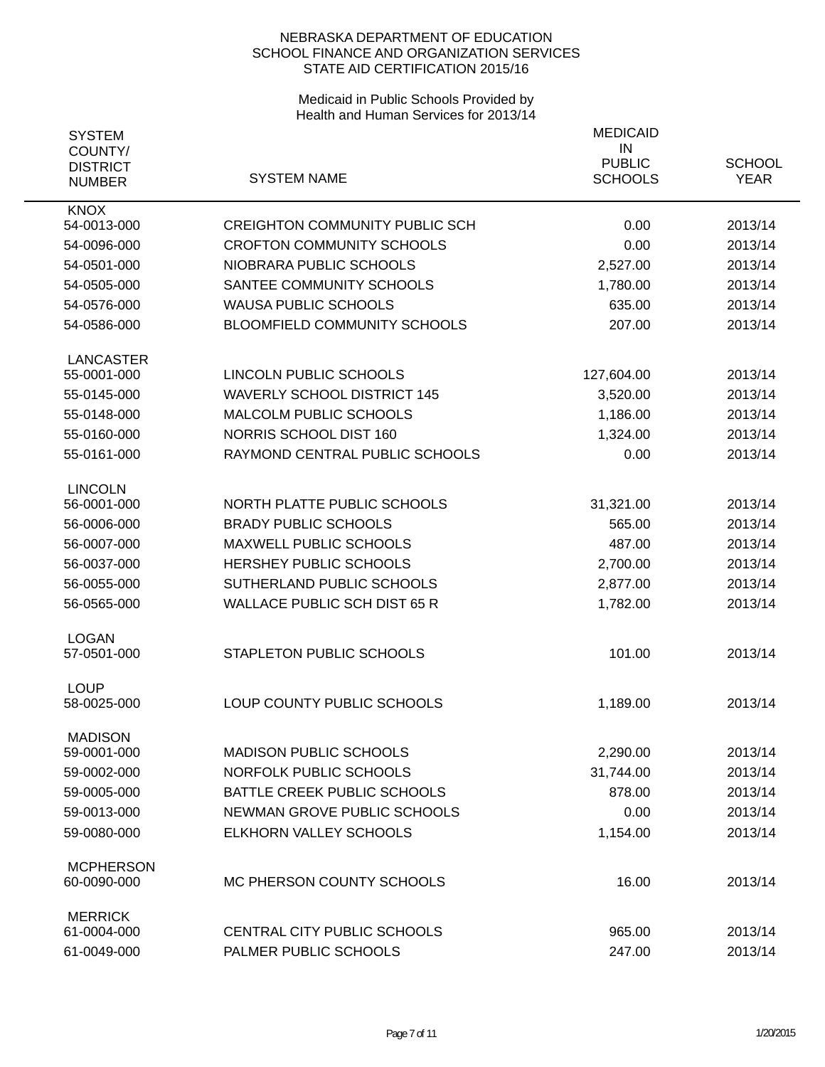NEBRASKA DEPARTMENT OF EDUCATION
SCHOOL FINANCE AND ORGANIZATION SERVICES
STATE AID CERTIFICATION 2015/16

Medicaid in Public Schools Provided by
Health and Human Services for 2013/14

| SYSTEM COUNTY/ DISTRICT NUMBER | SYSTEM NAME | MEDICAID IN PUBLIC SCHOOLS | SCHOOL YEAR |
|---|---|---|---|
| KNOX | | | |
| 54-0013-000 | CREIGHTON COMMUNITY PUBLIC SCH | 0.00 | 2013/14 |
| 54-0096-000 | CROFTON COMMUNITY SCHOOLS | 0.00 | 2013/14 |
| 54-0501-000 | NIOBRARA PUBLIC SCHOOLS | 2,527.00 | 2013/14 |
| 54-0505-000 | SANTEE COMMUNITY SCHOOLS | 1,780.00 | 2013/14 |
| 54-0576-000 | WAUSA PUBLIC SCHOOLS | 635.00 | 2013/14 |
| 54-0586-000 | BLOOMFIELD COMMUNITY SCHOOLS | 207.00 | 2013/14 |
| LANCASTER | | | |
| 55-0001-000 | LINCOLN PUBLIC SCHOOLS | 127,604.00 | 2013/14 |
| 55-0145-000 | WAVERLY SCHOOL DISTRICT 145 | 3,520.00 | 2013/14 |
| 55-0148-000 | MALCOLM PUBLIC SCHOOLS | 1,186.00 | 2013/14 |
| 55-0160-000 | NORRIS SCHOOL DIST 160 | 1,324.00 | 2013/14 |
| 55-0161-000 | RAYMOND CENTRAL PUBLIC SCHOOLS | 0.00 | 2013/14 |
| LINCOLN | | | |
| 56-0001-000 | NORTH PLATTE PUBLIC SCHOOLS | 31,321.00 | 2013/14 |
| 56-0006-000 | BRADY PUBLIC SCHOOLS | 565.00 | 2013/14 |
| 56-0007-000 | MAXWELL PUBLIC SCHOOLS | 487.00 | 2013/14 |
| 56-0037-000 | HERSHEY PUBLIC SCHOOLS | 2,700.00 | 2013/14 |
| 56-0055-000 | SUTHERLAND PUBLIC SCHOOLS | 2,877.00 | 2013/14 |
| 56-0565-000 | WALLACE PUBLIC SCH DIST 65 R | 1,782.00 | 2013/14 |
| LOGAN | | | |
| 57-0501-000 | STAPLETON PUBLIC SCHOOLS | 101.00 | 2013/14 |
| LOUP | | | |
| 58-0025-000 | LOUP COUNTY PUBLIC SCHOOLS | 1,189.00 | 2013/14 |
| MADISON | | | |
| 59-0001-000 | MADISON PUBLIC SCHOOLS | 2,290.00 | 2013/14 |
| 59-0002-000 | NORFOLK PUBLIC SCHOOLS | 31,744.00 | 2013/14 |
| 59-0005-000 | BATTLE CREEK PUBLIC SCHOOLS | 878.00 | 2013/14 |
| 59-0013-000 | NEWMAN GROVE PUBLIC SCHOOLS | 0.00 | 2013/14 |
| 59-0080-000 | ELKHORN VALLEY SCHOOLS | 1,154.00 | 2013/14 |
| MCPHERSON | | | |
| 60-0090-000 | MC PHERSON COUNTY SCHOOLS | 16.00 | 2013/14 |
| MERRICK | | | |
| 61-0004-000 | CENTRAL CITY PUBLIC SCHOOLS | 965.00 | 2013/14 |
| 61-0049-000 | PALMER PUBLIC SCHOOLS | 247.00 | 2013/14 |

1/20/2015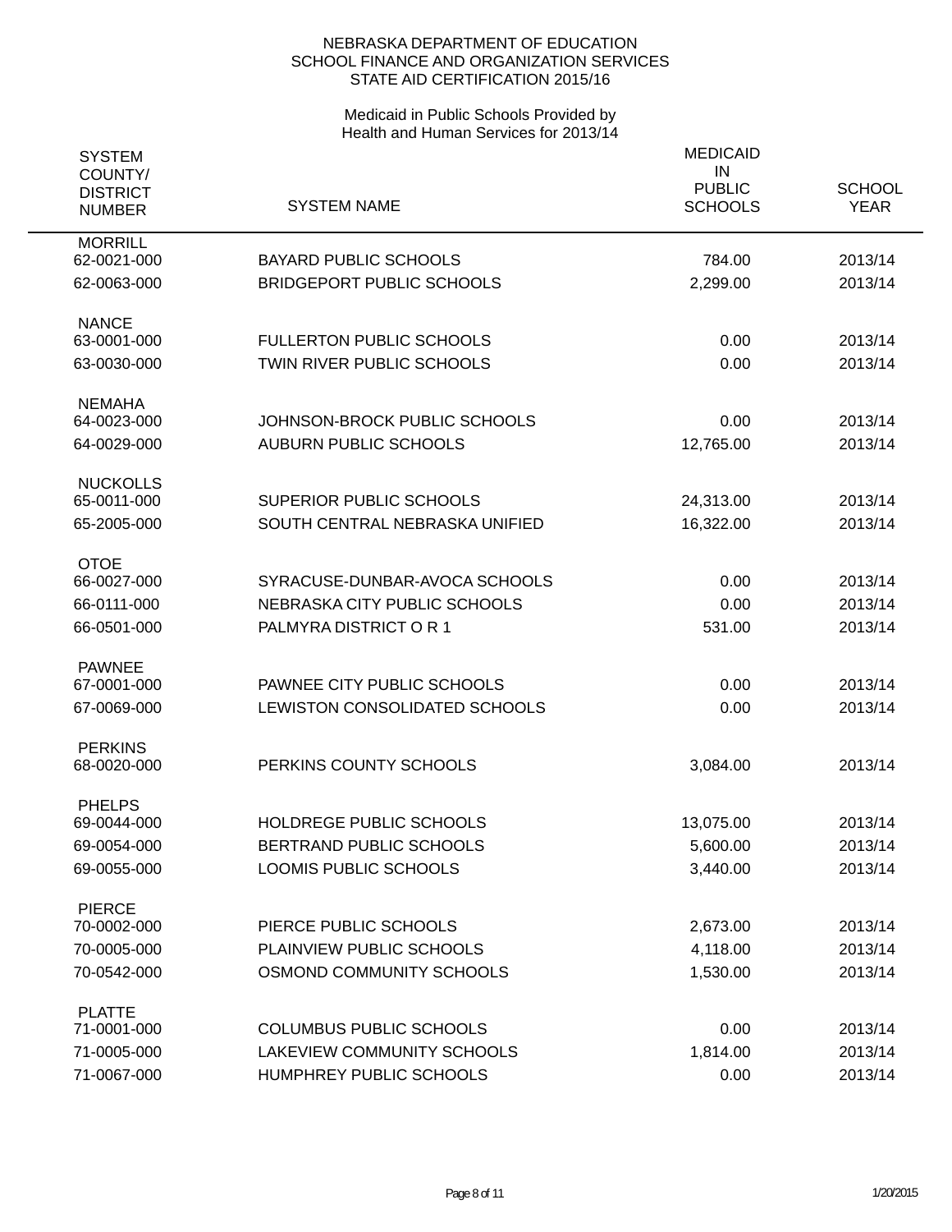NEBRASKA DEPARTMENT OF EDUCATION
SCHOOL FINANCE AND ORGANIZATION SERVICES
STATE AID CERTIFICATION 2015/16

Medicaid in Public Schools Provided by
Health and Human Services for 2013/14

| SYSTEM COUNTY/ DISTRICT NUMBER | SYSTEM NAME | MEDICAID IN PUBLIC SCHOOLS | SCHOOL YEAR |
|---|---|---|---|
| **MORRILL** | | | |
| 62-0021-000 | BAYARD PUBLIC SCHOOLS | 784.00 | 2013/14 |
| 62-0063-000 | BRIDGEPORT PUBLIC SCHOOLS | 2,299.00 | 2013/14 |
| **NANCE** | | | |
| 63-0001-000 | FULLERTON PUBLIC SCHOOLS | 0.00 | 2013/14 |
| 63-0030-000 | TWIN RIVER PUBLIC SCHOOLS | 0.00 | 2013/14 |
| **NEMAHA** | | | |
| 64-0023-000 | JOHNSON-BROCK PUBLIC SCHOOLS | 0.00 | 2013/14 |
| 64-0029-000 | AUBURN PUBLIC SCHOOLS | 12,765.00 | 2013/14 |
| **NUCKOLLS** | | | |
| 65-0011-000 | SUPERIOR PUBLIC SCHOOLS | 24,313.00 | 2013/14 |
| 65-2005-000 | SOUTH CENTRAL NEBRASKA UNIFIED | 16,322.00 | 2013/14 |
| **OTOE** | | | |
| 66-0027-000 | SYRACUSE-DUNBAR-AVOCA SCHOOLS | 0.00 | 2013/14 |
| 66-0111-000 | NEBRASKA CITY PUBLIC SCHOOLS | 0.00 | 2013/14 |
| 66-0501-000 | PALMYRA DISTRICT O R 1 | 531.00 | 2013/14 |
| **PAWNEE** | | | |
| 67-0001-000 | PAWNEE CITY PUBLIC SCHOOLS | 0.00 | 2013/14 |
| 67-0069-000 | LEWISTON CONSOLIDATED SCHOOLS | 0.00 | 2013/14 |
| **PERKINS** | | | |
| 68-0020-000 | PERKINS COUNTY SCHOOLS | 3,084.00 | 2013/14 |
| **PHELPS** | | | |
| 69-0044-000 | HOLDREGE PUBLIC SCHOOLS | 13,075.00 | 2013/14 |
| 69-0054-000 | BERTRAND PUBLIC SCHOOLS | 5,600.00 | 2013/14 |
| 69-0055-000 | LOOMIS PUBLIC SCHOOLS | 3,440.00 | 2013/14 |
| **PIERCE** | | | |
| 70-0002-000 | PIERCE PUBLIC SCHOOLS | 2,673.00 | 2013/14 |
| 70-0005-000 | PLAINVIEW PUBLIC SCHOOLS | 4,118.00 | 2013/14 |
| 70-0542-000 | OSMOND COMMUNITY SCHOOLS | 1,530.00 | 2013/14 |
| **PLATTE** | | | |
| 71-0001-000 | COLUMBUS PUBLIC SCHOOLS | 0.00 | 2013/14 |
| 71-0005-000 | LAKEVIEW COMMUNITY SCHOOLS | 1,814.00 | 2013/14 |
| 71-0067-000 | HUMPHREY PUBLIC SCHOOLS | 0.00 | 2013/14 |

1/20/2015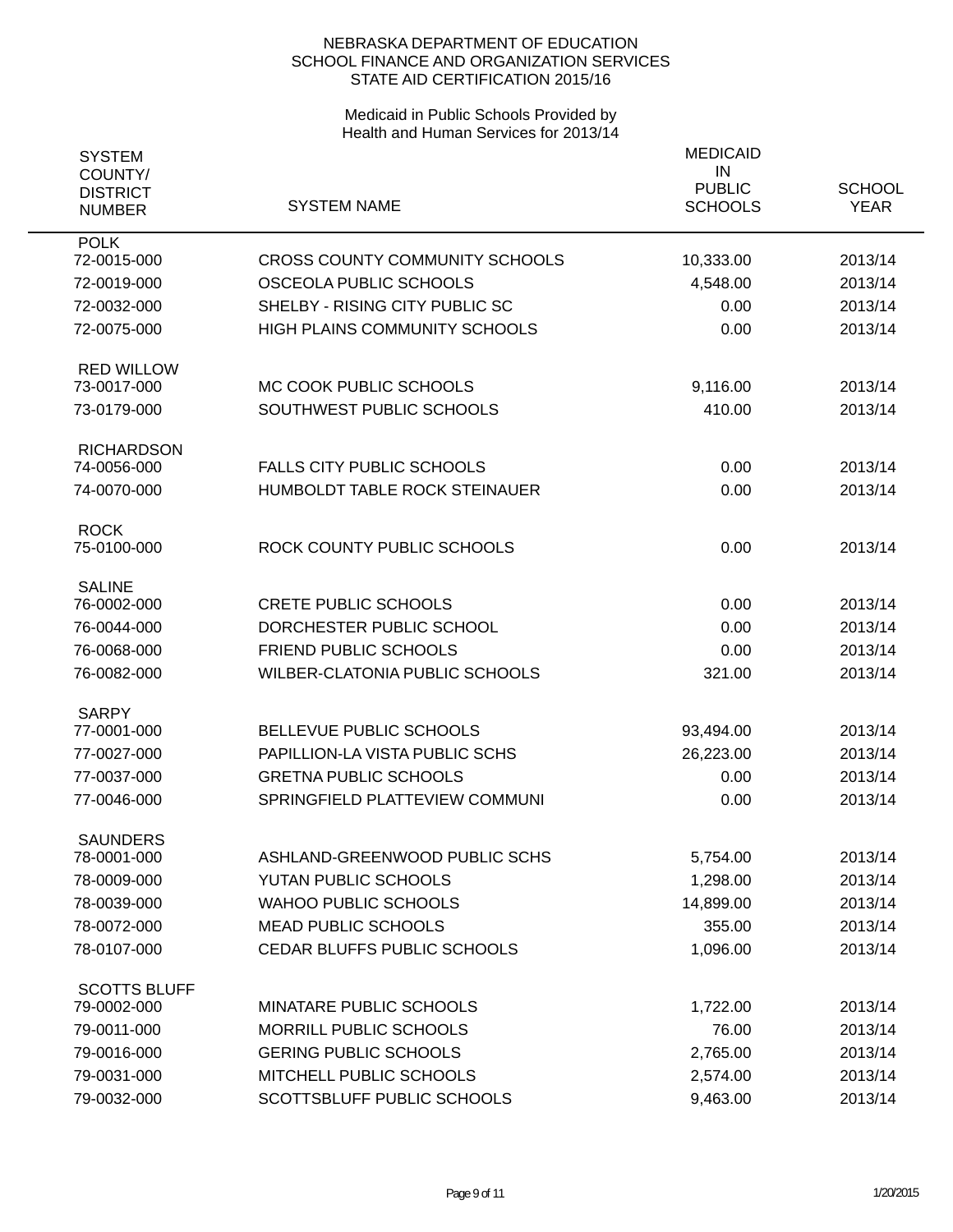NEBRASKA DEPARTMENT OF EDUCATION
SCHOOL FINANCE AND ORGANIZATION SERVICES
STATE AID CERTIFICATION 2015/16

Medicaid in Public Schools Provided by
Health and Human Services for 2013/14

| SYSTEM COUNTY/ DISTRICT NUMBER | SYSTEM NAME | MEDICAID IN PUBLIC SCHOOLS | SCHOOL YEAR |
|---|---|---|---|
| **POLK** | | | |
| 72-0015-000 | CROSS COUNTY COMMUNITY SCHOOLS | 10,333.00 | 2013/14 |
| 72-0019-000 | OSCEOLA PUBLIC SCHOOLS | 4,548.00 | 2013/14 |
| 72-0032-000 | SHELBY - RISING CITY PUBLIC SC | 0.00 | 2013/14 |
| 72-0075-000 | HIGH PLAINS COMMUNITY SCHOOLS | 0.00 | 2013/14 |
| **RED WILLOW** | | | |
| 73-0017-000 | MC COOK PUBLIC SCHOOLS | 9,116.00 | 2013/14 |
| 73-0179-000 | SOUTHWEST PUBLIC SCHOOLS | 410.00 | 2013/14 |
| **RICHARDSON** | | | |
| 74-0056-000 | FALLS CITY PUBLIC SCHOOLS | 0.00 | 2013/14 |
| 74-0070-000 | HUMBOLDT TABLE ROCK STEINAUER | 0.00 | 2013/14 |
| **ROCK** | | | |
| 75-0100-000 | ROCK COUNTY PUBLIC SCHOOLS | 0.00 | 2013/14 |
| **SALINE** | | | |
| 76-0002-000 | CRETE PUBLIC SCHOOLS | 0.00 | 2013/14 |
| 76-0044-000 | DORCHESTER PUBLIC SCHOOL | 0.00 | 2013/14 |
| 76-0068-000 | FRIEND PUBLIC SCHOOLS | 0.00 | 2013/14 |
| 76-0082-000 | WILBER-CLATONIA PUBLIC SCHOOLS | 321.00 | 2013/14 |
| **SARPY** | | | |
| 77-0001-000 | BELLEVUE PUBLIC SCHOOLS | 93,494.00 | 2013/14 |
| 77-0027-000 | PAPILLION-LA VISTA PUBLIC SCHS | 26,223.00 | 2013/14 |
| 77-0037-000 | GRETNA PUBLIC SCHOOLS | 0.00 | 2013/14 |
| 77-0046-000 | SPRINGFIELD PLATTEVIEW COMMUNI | 0.00 | 2013/14 |
| **SAUNDERS** | | | |
| 78-0001-000 | ASHLAND-GREENWOOD PUBLIC SCHS | 5,754.00 | 2013/14 |
| 78-0009-000 | YUTAN PUBLIC SCHOOLS | 1,298.00 | 2013/14 |
| 78-0039-000 | WAHOO PUBLIC SCHOOLS | 14,899.00 | 2013/14 |
| 78-0072-000 | MEAD PUBLIC SCHOOLS | 355.00 | 2013/14 |
| 78-0107-000 | CEDAR BLUFFS PUBLIC SCHOOLS | 1,096.00 | 2013/14 |
| **SCOTTS BLUFF** | | | |
| 79-0002-000 | MINATARE PUBLIC SCHOOLS | 1,722.00 | 2013/14 |
| 79-0011-000 | MORRILL PUBLIC SCHOOLS | 76.00 | 2013/14 |
| 79-0016-000 | GERING PUBLIC SCHOOLS | 2,765.00 | 2013/14 |
| 79-0031-000 | MITCHELL PUBLIC SCHOOLS | 2,574.00 | 2013/14 |
| 79-0032-000 | SCOTTSBLUFF PUBLIC SCHOOLS | 9,463.00 | 2013/14 |

1/20/2015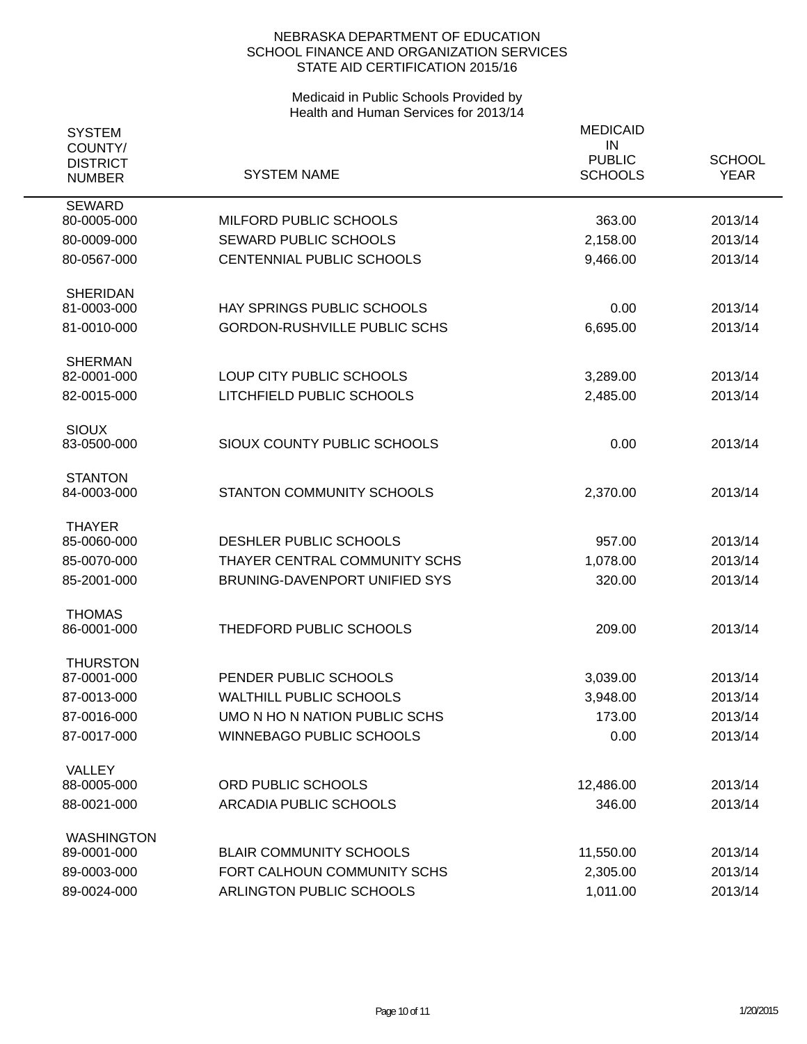NEBRASKA DEPARTMENT OF EDUCATION
SCHOOL FINANCE AND ORGANIZATION SERVICES
STATE AID CERTIFICATION 2015/16

Medicaid in Public Schools Provided by
Health and Human Services for 2013/14

| SYSTEM COUNTY/ DISTRICT NUMBER | SYSTEM NAME | MEDICAID IN PUBLIC SCHOOLS | SCHOOL YEAR |
|---|---|---|---|
| SEWARD | | | |
| 80-0005-000 | MILFORD PUBLIC SCHOOLS | 363.00 | 2013/14 |
| 80-0009-000 | SEWARD PUBLIC SCHOOLS | 2,158.00 | 2013/14 |
| 80-0567-000 | CENTENNIAL PUBLIC SCHOOLS | 9,466.00 | 2013/14 |
| SHERIDAN | | | |
| 81-0003-000 | HAY SPRINGS PUBLIC SCHOOLS | 0.00 | 2013/14 |
| 81-0010-000 | GORDON-RUSHVILLE PUBLIC SCHS | 6,695.00 | 2013/14 |
| SHERMAN | | | |
| 82-0001-000 | LOUP CITY PUBLIC SCHOOLS | 3,289.00 | 2013/14 |
| 82-0015-000 | LITCHFIELD PUBLIC SCHOOLS | 2,485.00 | 2013/14 |
| SIOUX | | | |
| 83-0500-000 | SIOUX COUNTY PUBLIC SCHOOLS | 0.00 | 2013/14 |
| STANTON | | | |
| 84-0003-000 | STANTON COMMUNITY SCHOOLS | 2,370.00 | 2013/14 |
| THAYER | | | |
| 85-0060-000 | DESHLER PUBLIC SCHOOLS | 957.00 | 2013/14 |
| 85-0070-000 | THAYER CENTRAL COMMUNITY SCHS | 1,078.00 | 2013/14 |
| 85-2001-000 | BRUNING-DAVENPORT UNIFIED SYS | 320.00 | 2013/14 |
| THOMAS | | | |
| 86-0001-000 | THEDFORD PUBLIC SCHOOLS | 209.00 | 2013/14 |
| THURSTON | | | |
| 87-0001-000 | PENDER PUBLIC SCHOOLS | 3,039.00 | 2013/14 |
| 87-0013-000 | WALTHILL PUBLIC SCHOOLS | 3,948.00 | 2013/14 |
| 87-0016-000 | UMO N HO N NATION PUBLIC SCHS | 173.00 | 2013/14 |
| 87-0017-000 | WINNEBAGO PUBLIC SCHOOLS | 0.00 | 2013/14 |
| VALLEY | | | |
| 88-0005-000 | ORD PUBLIC SCHOOLS | 12,486.00 | 2013/14 |
| 88-0021-000 | ARCADIA PUBLIC SCHOOLS | 346.00 | 2013/14 |
| WASHINGTON | | | |
| 89-0001-000 | BLAIR COMMUNITY SCHOOLS | 11,550.00 | 2013/14 |
| 89-0003-000 | FORT CALHOUN COMMUNITY SCHS | 2,305.00 | 2013/14 |
| 89-0024-000 | ARLINGTON PUBLIC SCHOOLS | 1,011.00 | 2013/14 |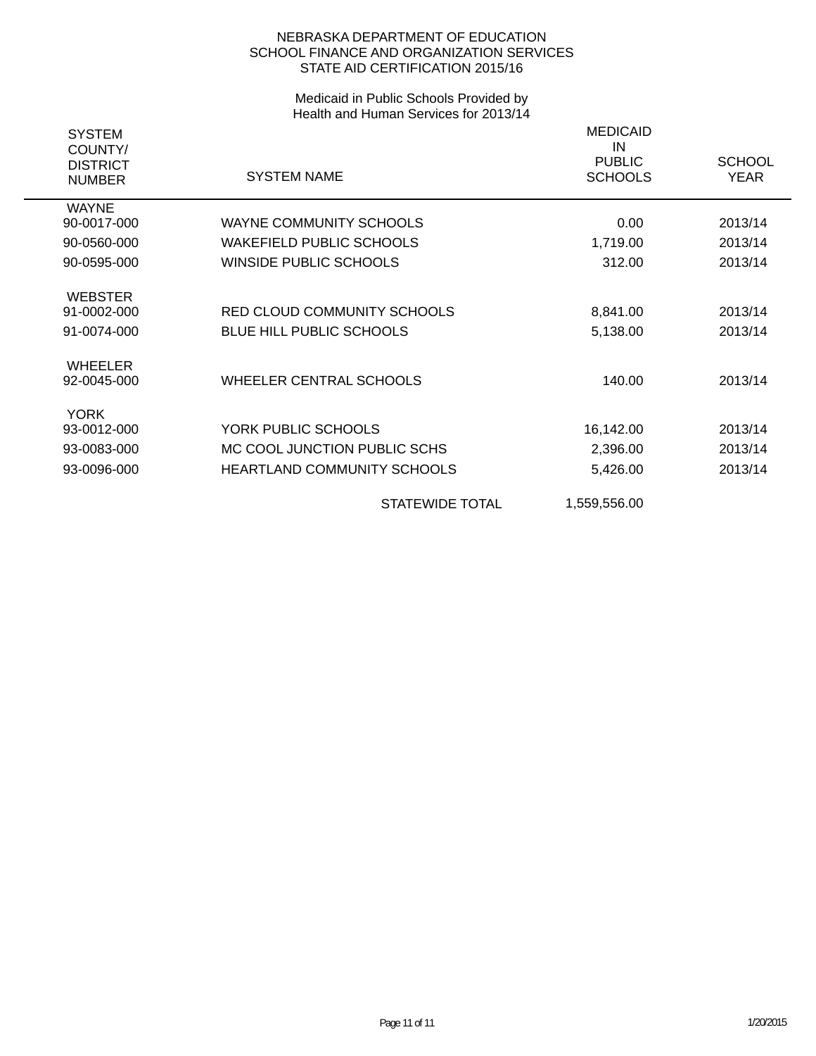NEBRASKA DEPARTMENT OF EDUCATION
SCHOOL FINANCE AND ORGANIZATION SERVICES
STATE AID CERTIFICATION 2015/16

Medicaid in Public Schools Provided by
Health and Human Services for 2013/14

| SYSTEM COUNTY/ DISTRICT NUMBER | SYSTEM NAME | MEDICAID IN PUBLIC SCHOOLS | SCHOOL YEAR |
|---|---|---|---|
| WAYNE | | | |
| 90-0017-000 | WAYNE COMMUNITY SCHOOLS | 0.00 | 2013/14 |
| 90-0560-000 | WAKEFIELD PUBLIC SCHOOLS | 1,719.00 | 2013/14 |
| 90-0595-000 | WINSIDE PUBLIC SCHOOLS | 312.00 | 2013/14 |
| WEBSTER | | | |
| 91-0002-000 | RED CLOUD COMMUNITY SCHOOLS | 8,841.00 | 2013/14 |
| 91-0074-000 | BLUE HILL PUBLIC SCHOOLS | 5,138.00 | 2013/14 |
| WHEELER | | | |
| 92-0045-000 | WHEELER CENTRAL SCHOOLS | 140.00 | 2013/14 |
| YORK | | | |
| 93-0012-000 | YORK PUBLIC SCHOOLS | 16,142.00 | 2013/14 |
| 93-0083-000 | MC COOL JUNCTION PUBLIC SCHS | 2,396.00 | 2013/14 |
| 93-0096-000 | HEARTLAND COMMUNITY SCHOOLS | 5,426.00 | 2013/14 |
| | STATEWIDE TOTAL | 1,559,556.00 | |

1/20/2015